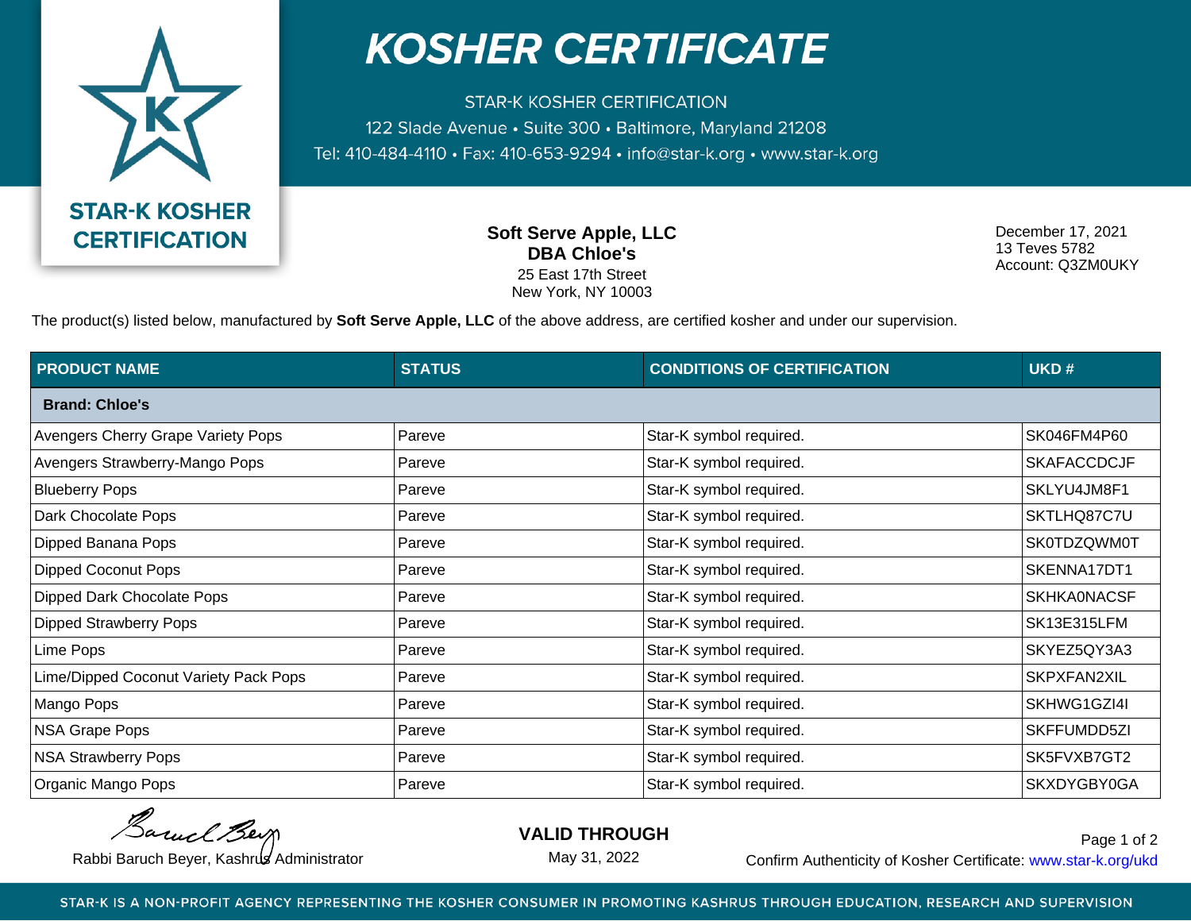# KOSHER CERTIFICATE

STAR-K KOSHER CERTIFICATION
122 Slade Avenue • Suite 300 • Baltimore, Maryland 21208
Tel: 410-484-4110 • Fax: 410-653-9294 • info@star-k.org • www.star-k.org

**STAR-K KOSHER CERTIFICATION**

**Soft Serve Apple, LLC**
**DBA Chloe's**
25 East 17th Street
New York, NY 10003

December 17, 2021
13 Teves 5782
Account: Q3ZM0UKY

The product(s) listed below, manufactured by **Soft Serve Apple, LLC** of the above address, are certified kosher and under our supervision.

| PRODUCT NAME | STATUS | CONDITIONS OF CERTIFICATION | UKD # |
|---|---|---|---|
| **Brand: Chloe's** | | | |
| Avengers Cherry Grape Variety Pops | Pareve | Star-K symbol required. | SK046FM4P60 |
| Avengers Strawberry-Mango Pops | Pareve | Star-K symbol required. | SKAFACCDCJF |
| Blueberry Pops | Pareve | Star-K symbol required. | SKLYU4JM8F1 |
| Dark Chocolate Pops | Pareve | Star-K symbol required. | SKTLHQ87C7U |
| Dipped Banana Pops | Pareve | Star-K symbol required. | SK0TDZQWM0T |
| Dipped Coconut Pops | Pareve | Star-K symbol required. | SKENNA17DT1 |
| Dipped Dark Chocolate Pops | Pareve | Star-K symbol required. | SKHKA0NACSF |
| Dipped Strawberry Pops | Pareve | Star-K symbol required. | SK13E315LFM |
| Lime Pops | Pareve | Star-K symbol required. | SKYEZ5QY3A3 |
| Lime/Dipped Coconut Variety Pack Pops | Pareve | Star-K symbol required. | SKPXFAN2XIL |
| Mango Pops | Pareve | Star-K symbol required. | SKHWG1GZI4I |
| NSA Grape Pops | Pareve | Star-K symbol required. | SKFFUMDD5ZI |
| NSA Strawberry Pops | Pareve | Star-K symbol required. | SK5FVXB7GT2 |
| Organic Mango Pops | Pareve | Star-K symbol required. | SKXDYGBY0GA |

Rabbi Baruch Beyer, Kashrus Administrator

**VALID THROUGH**
May 31, 2022

Confirm Authenticity of Kosher Certificate: www.star-k.org/ukd

STAR-K IS A NON-PROFIT AGENCY REPRESENTING THE KOSHER CONSUMER IN PROMOTING KASHRUS THROUGH EDUCATION, RESEARCH AND SUPERVISION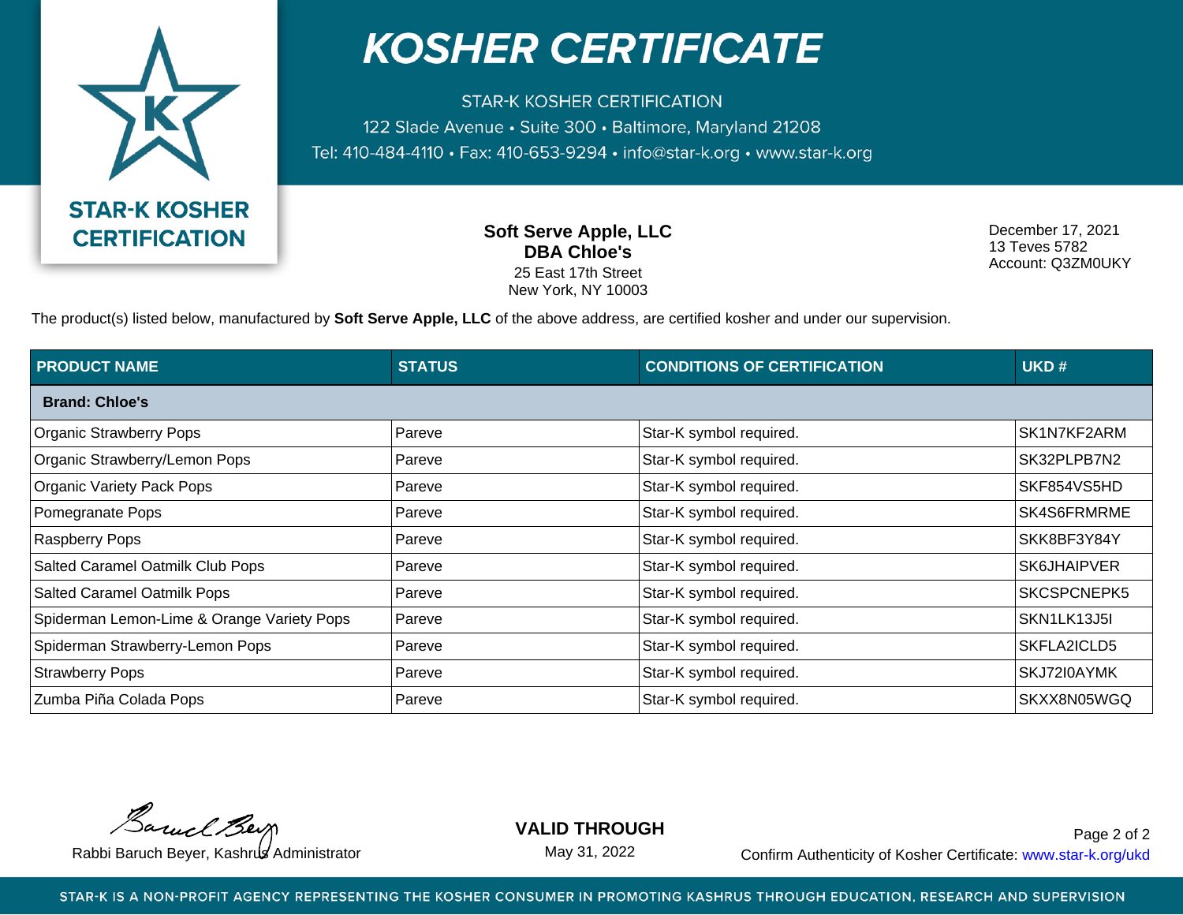# KOSHER CERTIFICATE

STAR-K KOSHER CERTIFICATION
122 Slade Avenue • Suite 300 • Baltimore, Maryland 21208
Tel: 410-484-4110 • Fax: 410-653-9294 • info@star-k.org • www.star-k.org

STAR-K KOSHER CERTIFICATION

**Soft Serve Apple, LLC**
**DBA Chloe's**
25 East 17th Street
New York, NY 10003

December 17, 2021
13 Teves 5782
Account: Q3ZM0UKY

The product(s) listed below, manufactured by **Soft Serve Apple, LLC** of the above address, are certified kosher and under our supervision.

| PRODUCT NAME | STATUS | CONDITIONS OF CERTIFICATION | UKD # |
|---|---|---|---|
| **Brand: Chloe's** | | | |
| Organic Strawberry Pops | Pareve | Star-K symbol required. | SK1N7KF2ARM |
| Organic Strawberry/Lemon Pops | Pareve | Star-K symbol required. | SK32PLPB7N2 |
| Organic Variety Pack Pops | Pareve | Star-K symbol required. | SKF854VS5HD |
| Pomegranate Pops | Pareve | Star-K symbol required. | SK4S6FRMRME |
| Raspberry Pops | Pareve | Star-K symbol required. | SKK8BF3Y84Y |
| Salted Caramel Oatmilk Club Pops | Pareve | Star-K symbol required. | SK6JHAIPVER |
| Salted Caramel Oatmilk Pops | Pareve | Star-K symbol required. | SKCSPCNEPK5 |
| Spiderman Lemon-Lime & Orange Variety Pops | Pareve | Star-K symbol required. | SKN1LK13J5I |
| Spiderman Strawberry-Lemon Pops | Pareve | Star-K symbol required. | SKFLA2ICLD5 |
| Strawberry Pops | Pareve | Star-K symbol required. | SKJ72I0AYMK |
| Zumba Piña Colada Pops | Pareve | Star-K symbol required. | SKXX8N05WGQ |

Rabbi Baruch Beyer, Kashrus Administrator

**VALID THROUGH**
May 31, 2022

Confirm Authenticity of Kosher Certificate: www.star-k.org/ukd

STAR-K IS A NON-PROFIT AGENCY REPRESENTING THE KOSHER CONSUMER IN PROMOTING KASHRUS THROUGH EDUCATION, RESEARCH AND SUPERVISION